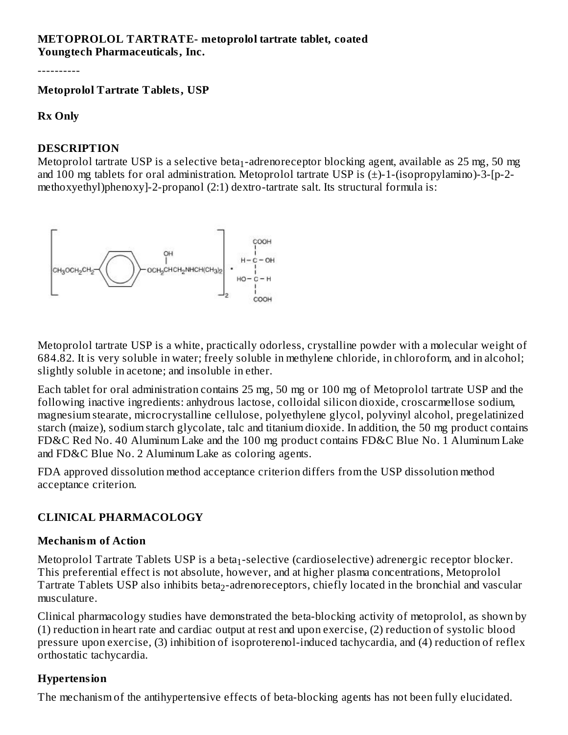**METOPROLOL TARTRATE- metoprolol tartrate tablet, coated**
**Youngtech Pharmaceuticals, Inc.**

----------

**Metoprolol Tartrate Tablets, USP**

**Rx Only**

## DESCRIPTION

Metoprolol tartrate USP is a selective beta$_1$-adrenoreceptor blocking agent, available as 25 mg, 50 mg and 100 mg tablets for oral administration. Metoprolol tartrate USP is (±)-1-(isopropylamino)-3-[p-2-methoxyethyl)phenoxy]-2-propanol (2:1) dextro-tartrate salt. Its structural formula is:

Metoprolol tartrate USP is a white, practically odorless, crystalline powder with a molecular weight of 684.82. It is very soluble in water; freely soluble in methylene chloride, in chloroform, and in alcohol; slightly soluble in acetone; and insoluble in ether.

Each tablet for oral administration contains 25 mg, 50 mg or 100 mg of Metoprolol tartrate USP and the following inactive ingredients: anhydrous lactose, colloidal silicon dioxide, croscarmellose sodium, magnesium stearate, microcrystalline cellulose, polyethylene glycol, polyvinyl alcohol, pregelatinized starch (maize), sodium starch glycolate, talc and titanium dioxide. In addition, the 50 mg product contains FD&C Red No. 40 Aluminum Lake and the 100 mg product contains FD&C Blue No. 1 Aluminum Lake and FD&C Blue No. 2 Aluminum Lake as coloring agents.

FDA approved dissolution method acceptance criterion differs from the USP dissolution method acceptance criterion.

## CLINICAL PHARMACOLOGY

### Mechanism of Action

Metoprolol Tartrate Tablets USP is a beta$_1$-selective (cardioselective) adrenergic receptor blocker. This preferential effect is not absolute, however, and at higher plasma concentrations, Metoprolol Tartrate Tablets USP also inhibits beta$_2$-adrenoreceptors, chiefly located in the bronchial and vascular musculature.

Clinical pharmacology studies have demonstrated the beta-blocking activity of metoprolol, as shown by (1) reduction in heart rate and cardiac output at rest and upon exercise, (2) reduction of systolic blood pressure upon exercise, (3) inhibition of isoproterenol-induced tachycardia, and (4) reduction of reflex orthostatic tachycardia.

### Hypertension

The mechanism of the antihypertensive effects of beta-blocking agents has not been fully elucidated.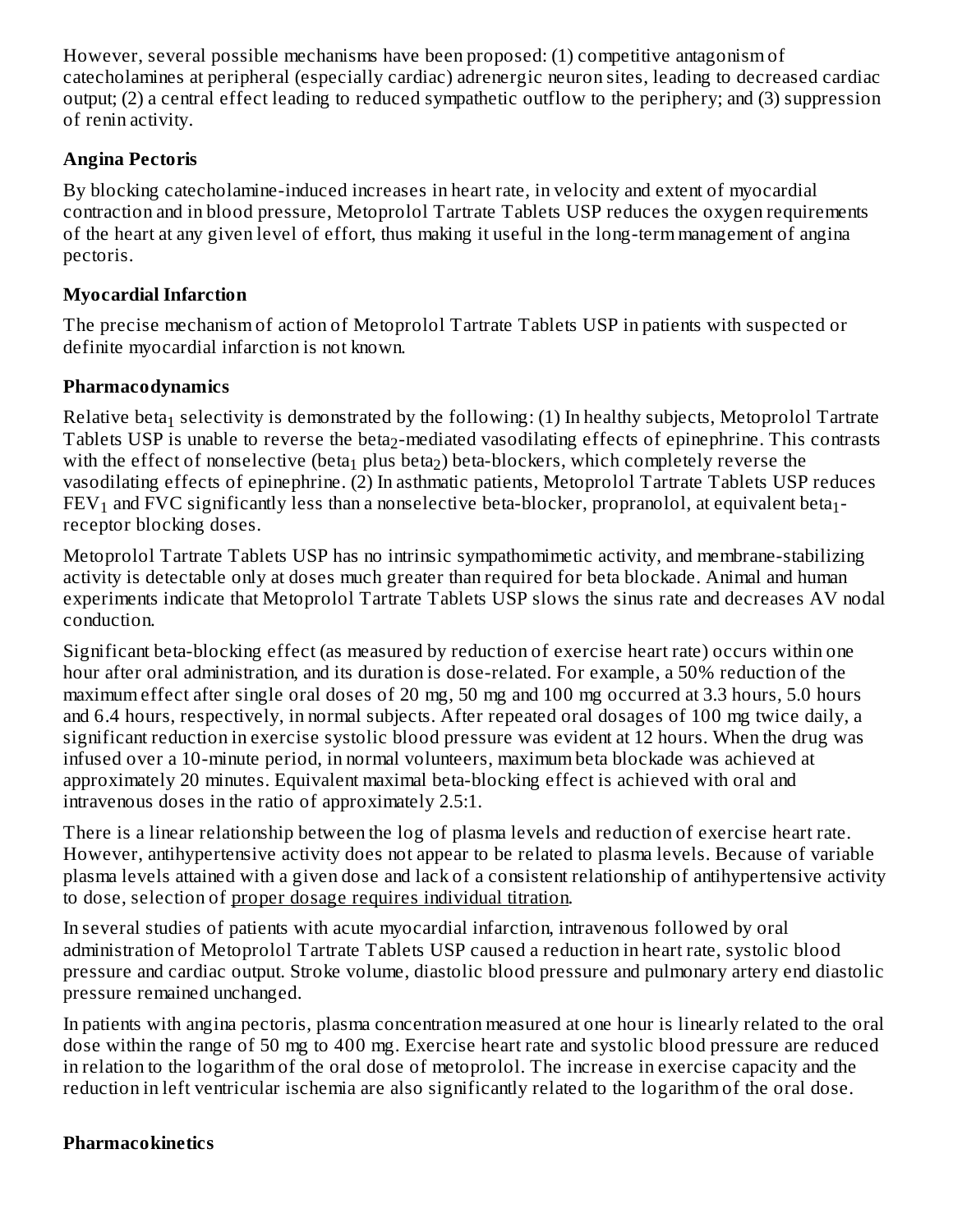However, several possible mechanisms have been proposed: (1) competitive antagonism of catecholamines at peripheral (especially cardiac) adrenergic neuron sites, leading to decreased cardiac output; (2) a central effect leading to reduced sympathetic outflow to the periphery; and (3) suppression of renin activity.

**Angina Pectoris**

By blocking catecholamine-induced increases in heart rate, in velocity and extent of myocardial contraction and in blood pressure, Metoprolol Tartrate Tablets USP reduces the oxygen requirements of the heart at any given level of effort, thus making it useful in the long-term management of angina pectoris.

**Myocardial Infarction**

The precise mechanism of action of Metoprolol Tartrate Tablets USP in patients with suspected or definite myocardial infarction is not known.

**Pharmacodynamics**

Relative $beta_1$ selectivity is demonstrated by the following: (1) In healthy subjects, Metoprolol Tartrate Tablets USP is unable to reverse the $beta_2$-mediated vasodilating effects of epinephrine. This contrasts with the effect of nonselective ($beta_1$ plus $beta_2$) beta-blockers, which completely reverse the vasodilating effects of epinephrine. (2) In asthmatic patients, Metoprolol Tartrate Tablets USP reduces $FEV_1$ and FVC significantly less than a nonselective beta-blocker, propranolol, at equivalent $beta_1$-receptor blocking doses.

Metoprolol Tartrate Tablets USP has no intrinsic sympathomimetic activity, and membrane-stabilizing activity is detectable only at doses much greater than required for beta blockade. Animal and human experiments indicate that Metoprolol Tartrate Tablets USP slows the sinus rate and decreases AV nodal conduction.

Significant beta-blocking effect (as measured by reduction of exercise heart rate) occurs within one hour after oral administration, and its duration is dose-related. For example, a 50% reduction of the maximum effect after single oral doses of 20 mg, 50 mg and 100 mg occurred at 3.3 hours, 5.0 hours and 6.4 hours, respectively, in normal subjects. After repeated oral dosages of 100 mg twice daily, a significant reduction in exercise systolic blood pressure was evident at 12 hours. When the drug was infused over a 10-minute period, in normal volunteers, maximum beta blockade was achieved at approximately 20 minutes. Equivalent maximal beta-blocking effect is achieved with oral and intravenous doses in the ratio of approximately 2.5:1.

There is a linear relationship between the log of plasma levels and reduction of exercise heart rate. However, antihypertensive activity does not appear to be related to plasma levels. Because of variable plasma levels attained with a given dose and lack of a consistent relationship of antihypertensive activity to dose, selection of proper dosage requires individual titration.

In several studies of patients with acute myocardial infarction, intravenous followed by oral administration of Metoprolol Tartrate Tablets USP caused a reduction in heart rate, systolic blood pressure and cardiac output. Stroke volume, diastolic blood pressure and pulmonary artery end diastolic pressure remained unchanged.

In patients with angina pectoris, plasma concentration measured at one hour is linearly related to the oral dose within the range of 50 mg to 400 mg. Exercise heart rate and systolic blood pressure are reduced in relation to the logarithm of the oral dose of metoprolol. The increase in exercise capacity and the reduction in left ventricular ischemia are also significantly related to the logarithm of the oral dose.

**Pharmacokinetics**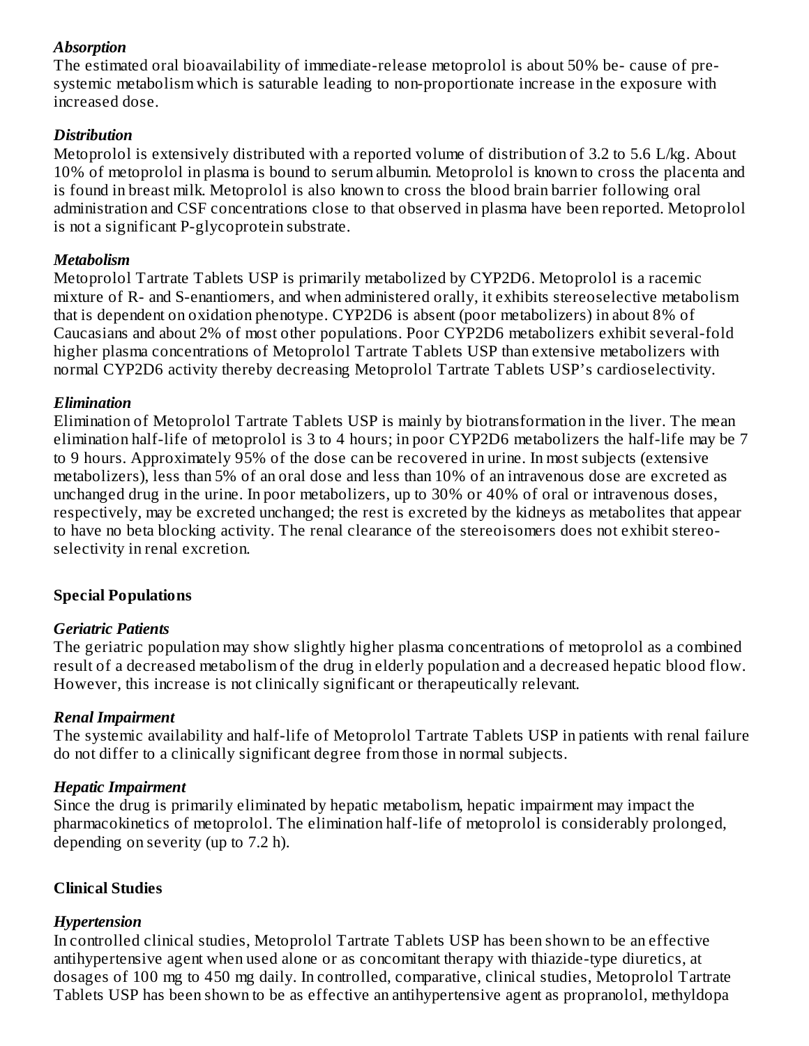### *Absorption*

The estimated oral bioavailability of immediate-release metoprolol is about 50% be- cause of pre-systemic metabolism which is saturable leading to non-proportionate increase in the exposure with increased dose.

### *Distribution*

Metoprolol is extensively distributed with a reported volume of distribution of 3.2 to 5.6 L/kg. About 10% of metoprolol in plasma is bound to serum albumin. Metoprolol is known to cross the placenta and is found in breast milk. Metoprolol is also known to cross the blood brain barrier following oral administration and CSF concentrations close to that observed in plasma have been reported. Metoprolol is not a significant P-glycoprotein substrate.

### *Metabolism*

Metoprolol Tartrate Tablets USP is primarily metabolized by CYP2D6. Metoprolol is a racemic mixture of R- and S-enantiomers, and when administered orally, it exhibits stereoselective metabolism that is dependent on oxidation phenotype. CYP2D6 is absent (poor metabolizers) in about 8% of Caucasians and about 2% of most other populations. Poor CYP2D6 metabolizers exhibit several-fold higher plasma concentrations of Metoprolol Tartrate Tablets USP than extensive metabolizers with normal CYP2D6 activity thereby decreasing Metoprolol Tartrate Tablets USP's cardioselectivity.

### *Elimination*

Elimination of Metoprolol Tartrate Tablets USP is mainly by biotransformation in the liver. The mean elimination half-life of metoprolol is 3 to 4 hours; in poor CYP2D6 metabolizers the half-life may be 7 to 9 hours. Approximately 95% of the dose can be recovered in urine. In most subjects (extensive metabolizers), less than 5% of an oral dose and less than 10% of an intravenous dose are excreted as unchanged drug in the urine. In poor metabolizers, up to 30% or 40% of oral or intravenous doses, respectively, may be excreted unchanged; the rest is excreted by the kidneys as metabolites that appear to have no beta blocking activity. The renal clearance of the stereoisomers does not exhibit stereo-selectivity in renal excretion.

## Special Populations

### *Geriatric Patients*

The geriatric population may show slightly higher plasma concentrations of metoprolol as a combined result of a decreased metabolism of the drug in elderly population and a decreased hepatic blood flow. However, this increase is not clinically significant or therapeutically relevant.

### *Renal Impairment*

The systemic availability and half-life of Metoprolol Tartrate Tablets USP in patients with renal failure do not differ to a clinically significant degree from those in normal subjects.

### *Hepatic Impairment*

Since the drug is primarily eliminated by hepatic metabolism, hepatic impairment may impact the pharmacokinetics of metoprolol. The elimination half-life of metoprolol is considerably prolonged, depending on severity (up to 7.2 h).

## Clinical Studies

### *Hypertension*

In controlled clinical studies, Metoprolol Tartrate Tablets USP has been shown to be an effective antihypertensive agent when used alone or as concomitant therapy with thiazide-type diuretics, at dosages of 100 mg to 450 mg daily. In controlled, comparative, clinical studies, Metoprolol Tartrate Tablets USP has been shown to be as effective an antihypertensive agent as propranolol, methyldopa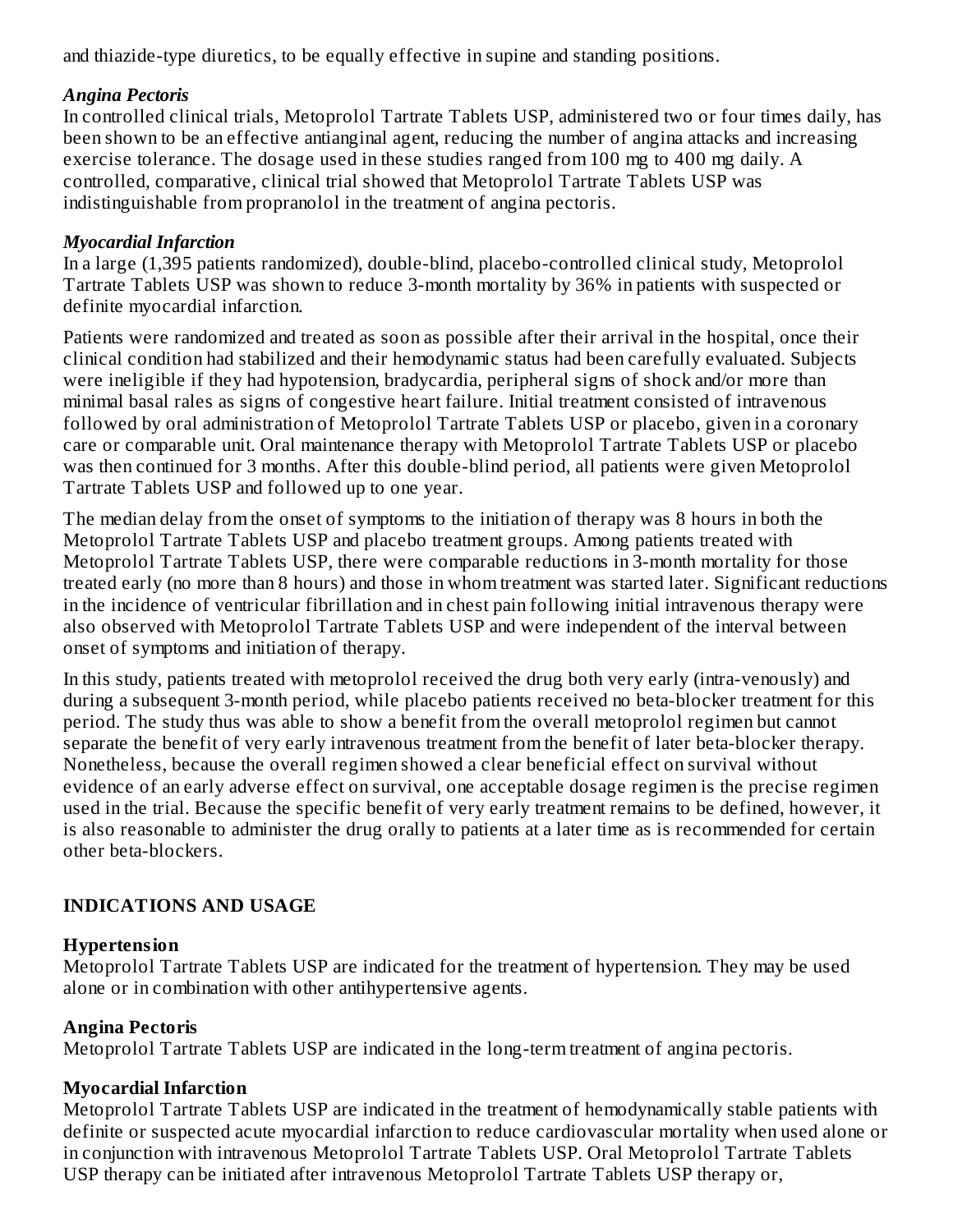and thiazide-type diuretics, to be equally effective in supine and standing positions.

### *Angina Pectoris*

In controlled clinical trials, Metoprolol Tartrate Tablets USP, administered two or four times daily, has been shown to be an effective antianginal agent, reducing the number of angina attacks and increasing exercise tolerance. The dosage used in these studies ranged from 100 mg to 400 mg daily. A controlled, comparative, clinical trial showed that Metoprolol Tartrate Tablets USP was indistinguishable from propranolol in the treatment of angina pectoris.

### *Myocardial Infarction*

In a large (1,395 patients randomized), double-blind, placebo-controlled clinical study, Metoprolol Tartrate Tablets USP was shown to reduce 3-month mortality by 36% in patients with suspected or definite myocardial infarction.

Patients were randomized and treated as soon as possible after their arrival in the hospital, once their clinical condition had stabilized and their hemodynamic status had been carefully evaluated. Subjects were ineligible if they had hypotension, bradycardia, peripheral signs of shock and/or more than minimal basal rales as signs of congestive heart failure. Initial treatment consisted of intravenous followed by oral administration of Metoprolol Tartrate Tablets USP or placebo, given in a coronary care or comparable unit. Oral maintenance therapy with Metoprolol Tartrate Tablets USP or placebo was then continued for 3 months. After this double-blind period, all patients were given Metoprolol Tartrate Tablets USP and followed up to one year.

The median delay from the onset of symptoms to the initiation of therapy was 8 hours in both the Metoprolol Tartrate Tablets USP and placebo treatment groups. Among patients treated with Metoprolol Tartrate Tablets USP, there were comparable reductions in 3-month mortality for those treated early (no more than 8 hours) and those in whom treatment was started later. Significant reductions in the incidence of ventricular fibrillation and in chest pain following initial intravenous therapy were also observed with Metoprolol Tartrate Tablets USP and were independent of the interval between onset of symptoms and initiation of therapy.

In this study, patients treated with metoprolol received the drug both very early (intra-venously) and during a subsequent 3-month period, while placebo patients received no beta-blocker treatment for this period. The study thus was able to show a benefit from the overall metoprolol regimen but cannot separate the benefit of very early intravenous treatment from the benefit of later beta-blocker therapy. Nonetheless, because the overall regimen showed a clear beneficial effect on survival without evidence of an early adverse effect on survival, one acceptable dosage regimen is the precise regimen used in the trial. Because the specific benefit of very early treatment remains to be defined, however, it is also reasonable to administer the drug orally to patients at a later time as is recommended for certain other beta-blockers.

## INDICATIONS AND USAGE

### Hypertension

Metoprolol Tartrate Tablets USP are indicated for the treatment of hypertension. They may be used alone or in combination with other antihypertensive agents.

### Angina Pectoris

Metoprolol Tartrate Tablets USP are indicated in the long-term treatment of angina pectoris.

### Myocardial Infarction

Metoprolol Tartrate Tablets USP are indicated in the treatment of hemodynamically stable patients with definite or suspected acute myocardial infarction to reduce cardiovascular mortality when used alone or in conjunction with intravenous Metoprolol Tartrate Tablets USP. Oral Metoprolol Tartrate Tablets USP therapy can be initiated after intravenous Metoprolol Tartrate Tablets USP therapy or,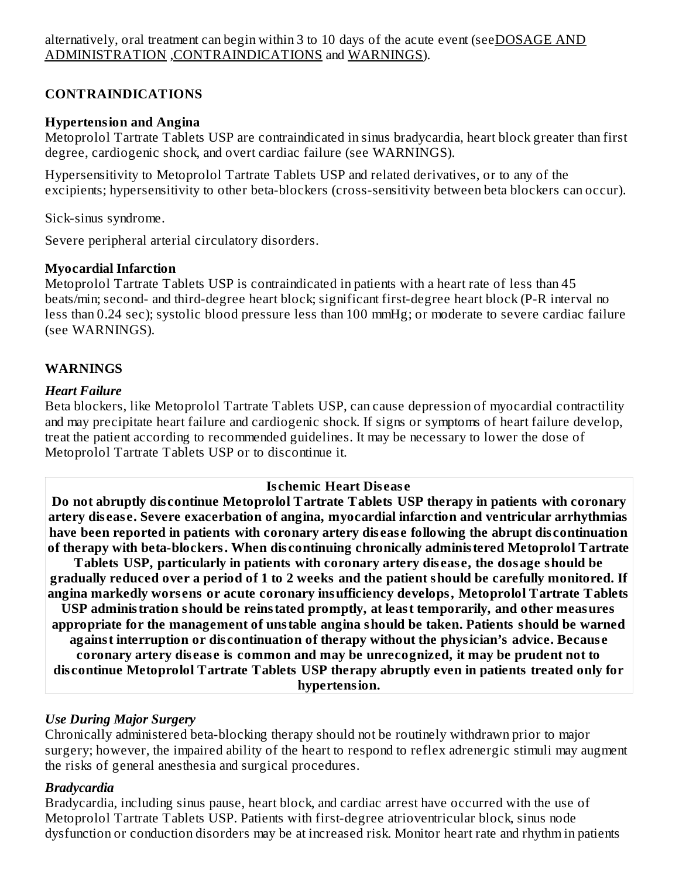alternatively, oral treatment can begin within 3 to 10 days of the acute event (see DOSAGE AND ADMINISTRATION, CONTRAINDICATIONS and WARNINGS).

## CONTRAINDICATIONS

### Hypertension and Angina

Metoprolol Tartrate Tablets USP are contraindicated in sinus bradycardia, heart block greater than first degree, cardiogenic shock, and overt cardiac failure (see WARNINGS).

Hypersensitivity to Metoprolol Tartrate Tablets USP and related derivatives, or to any of the excipients; hypersensitivity to other beta-blockers (cross-sensitivity between beta blockers can occur).

Sick-sinus syndrome.

Severe peripheral arterial circulatory disorders.

### Myocardial Infarction

Metoprolol Tartrate Tablets USP is contraindicated in patients with a heart rate of less than 45 beats/min; second- and third-degree heart block; significant first-degree heart block (P-R interval no less than 0.24 sec); systolic blood pressure less than 100 mmHg; or moderate to severe cardiac failure (see WARNINGS).

## WARNINGS

### *Heart Failure*

Beta blockers, like Metoprolol Tartrate Tablets USP, can cause depression of myocardial contractility and may precipitate heart failure and cardiogenic shock. If signs or symptoms of heart failure develop, treat the patient according to recommended guidelines. It may be necessary to lower the dose of Metoprolol Tartrate Tablets USP or to discontinue it.

**Ischemic Heart Disease**

**Do not abruptly discontinue Metoprolol Tartrate Tablets USP therapy in patients with coronary artery disease. Severe exacerbation of angina, myocardial infarction and ventricular arrhythmias have been reported in patients with coronary artery disease following the abrupt discontinuation of therapy with beta-blockers. When discontinuing chronically administered Metoprolol Tartrate Tablets USP, particularly in patients with coronary artery disease, the dosage should be gradually reduced over a period of 1 to 2 weeks and the patient should be carefully monitored. If angina markedly worsens or acute coronary insufficiency develops, Metoprolol Tartrate Tablets USP administration should be reinstated promptly, at least temporarily, and other measures appropriate for the management of unstable angina should be taken. Patients should be warned against interruption or discontinuation of therapy without the physician's advice. Because coronary artery disease is common and may be unrecognized, it may be prudent not to discontinue Metoprolol Tartrate Tablets USP therapy abruptly even in patients treated only for hypertension.**

### *Use During Major Surgery*

Chronically administered beta-blocking therapy should not be routinely withdrawn prior to major surgery; however, the impaired ability of the heart to respond to reflex adrenergic stimuli may augment the risks of general anesthesia and surgical procedures.

### *Bradycardia*

Bradycardia, including sinus pause, heart block, and cardiac arrest have occurred with the use of Metoprolol Tartrate Tablets USP. Patients with first-degree atrioventricular block, sinus node dysfunction or conduction disorders may be at increased risk. Monitor heart rate and rhythm in patients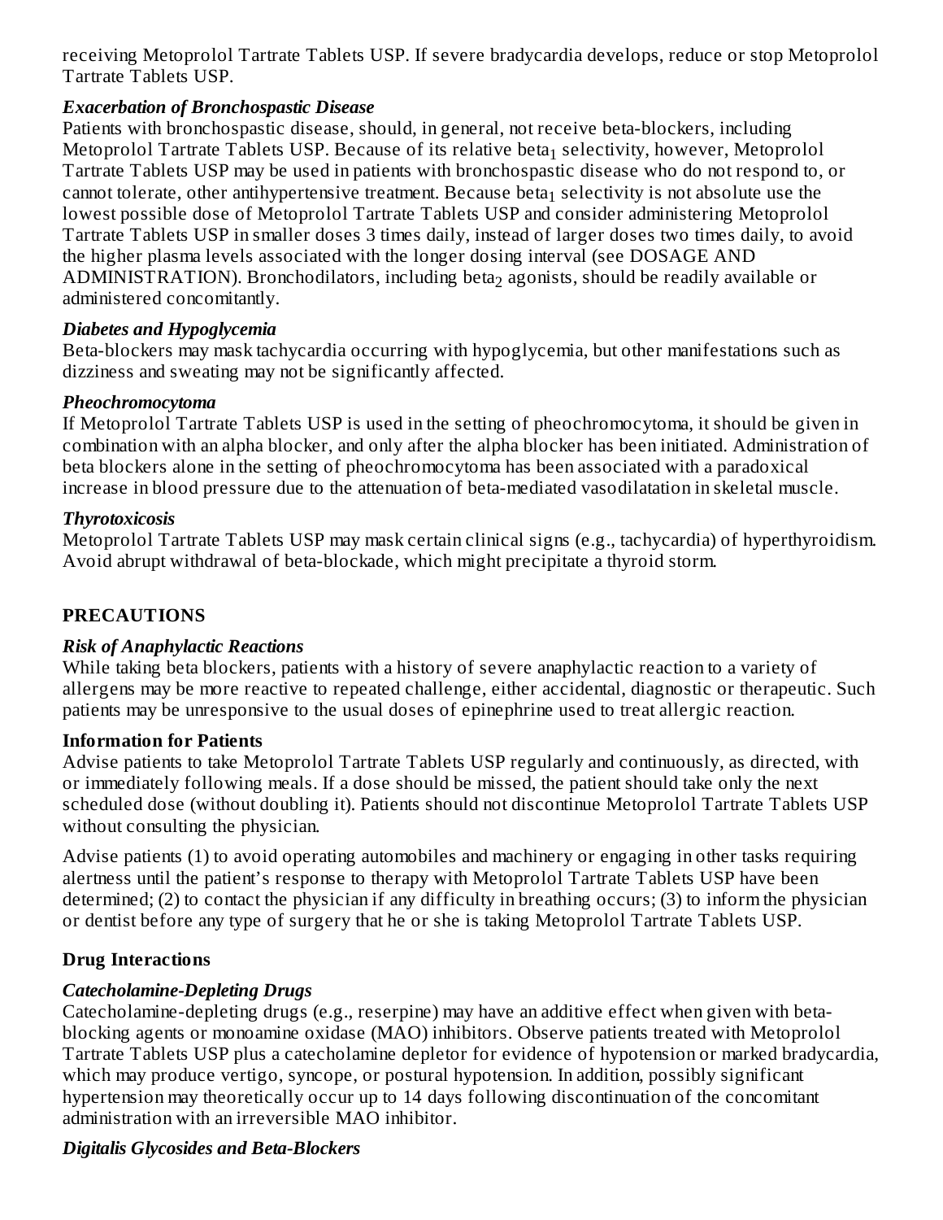receiving Metoprolol Tartrate Tablets USP. If severe bradycardia develops, reduce or stop Metoprolol Tartrate Tablets USP.

***Exacerbation of Bronchospastic Disease***

Patients with bronchospastic disease, should, in general, not receive beta-blockers, including Metoprolol Tartrate Tablets USP. Because of its relative beta$_1$ selectivity, however, Metoprolol Tartrate Tablets USP may be used in patients with bronchospastic disease who do not respond to, or cannot tolerate, other antihypertensive treatment. Because beta$_1$ selectivity is not absolute use the lowest possible dose of Metoprolol Tartrate Tablets USP and consider administering Metoprolol Tartrate Tablets USP in smaller doses 3 times daily, instead of larger doses two times daily, to avoid the higher plasma levels associated with the longer dosing interval (see DOSAGE AND ADMINISTRATION). Bronchodilators, including beta$_2$ agonists, should be readily available or administered concomitantly.

***Diabetes and Hypoglycemia***

Beta-blockers may mask tachycardia occurring with hypoglycemia, but other manifestations such as dizziness and sweating may not be significantly affected.

***Pheochromocytoma***

If Metoprolol Tartrate Tablets USP is used in the setting of pheochromocytoma, it should be given in combination with an alpha blocker, and only after the alpha blocker has been initiated. Administration of beta blockers alone in the setting of pheochromocytoma has been associated with a paradoxical increase in blood pressure due to the attenuation of beta-mediated vasodilatation in skeletal muscle.

***Thyrotoxicosis***

Metoprolol Tartrate Tablets USP may mask certain clinical signs (e.g., tachycardia) of hyperthyroidism. Avoid abrupt withdrawal of beta-blockade, which might precipitate a thyroid storm.

## PRECAUTIONS

***Risk of Anaphylactic Reactions***

While taking beta blockers, patients with a history of severe anaphylactic reaction to a variety of allergens may be more reactive to repeated challenge, either accidental, diagnostic or therapeutic. Such patients may be unresponsive to the usual doses of epinephrine used to treat allergic reaction.

### Information for Patients

Advise patients to take Metoprolol Tartrate Tablets USP regularly and continuously, as directed, with or immediately following meals. If a dose should be missed, the patient should take only the next scheduled dose (without doubling it). Patients should not discontinue Metoprolol Tartrate Tablets USP without consulting the physician.

Advise patients (1) to avoid operating automobiles and machinery or engaging in other tasks requiring alertness until the patient's response to therapy with Metoprolol Tartrate Tablets USP have been determined; (2) to contact the physician if any difficulty in breathing occurs; (3) to inform the physician or dentist before any type of surgery that he or she is taking Metoprolol Tartrate Tablets USP.

### Drug Interactions

***Catecholamine-Depleting Drugs***

Catecholamine-depleting drugs (e.g., reserpine) may have an additive effect when given with beta-blocking agents or monoamine oxidase (MAO) inhibitors. Observe patients treated with Metoprolol Tartrate Tablets USP plus a catecholamine depletor for evidence of hypotension or marked bradycardia, which may produce vertigo, syncope, or postural hypotension. In addition, possibly significant hypertension may theoretically occur up to 14 days following discontinuation of the concomitant administration with an irreversible MAO inhibitor.

***Digitalis Glycosides and Beta-Blockers***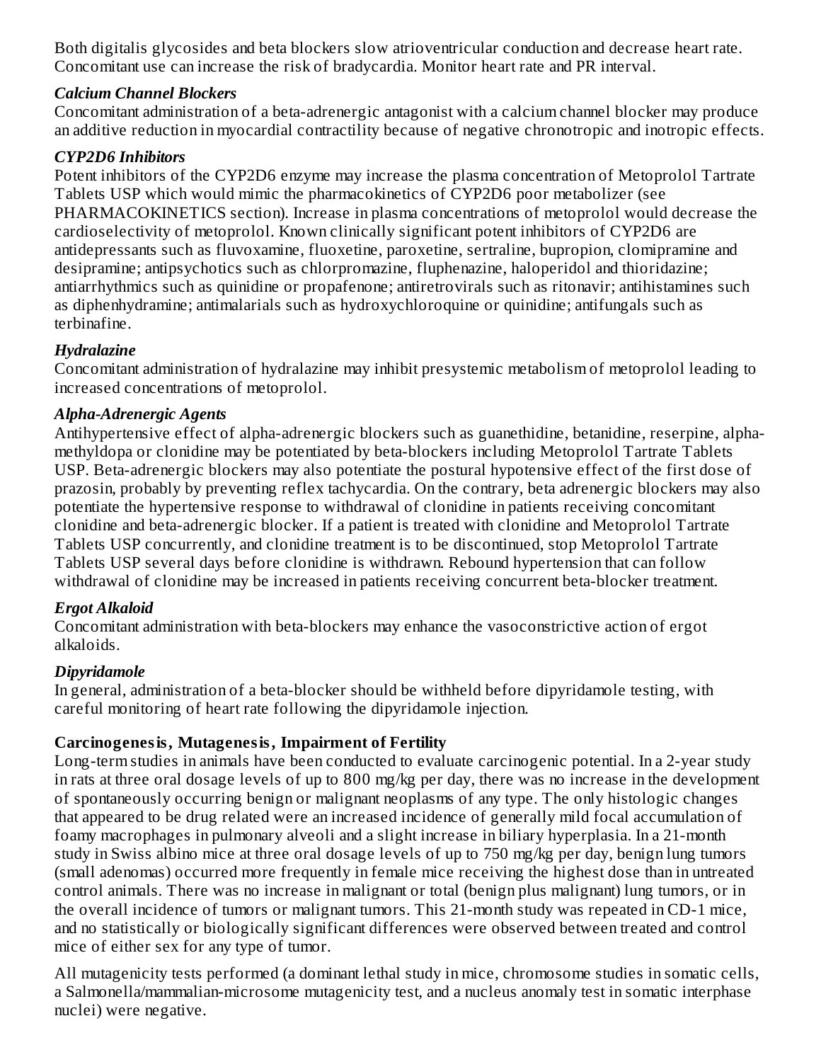Both digitalis glycosides and beta blockers slow atrioventricular conduction and decrease heart rate. Concomitant use can increase the risk of bradycardia. Monitor heart rate and PR interval.

***Calcium Channel Blockers***

Concomitant administration of a beta-adrenergic antagonist with a calcium channel blocker may produce an additive reduction in myocardial contractility because of negative chronotropic and inotropic effects.

***CYP2D6 Inhibitors***

Potent inhibitors of the CYP2D6 enzyme may increase the plasma concentration of Metoprolol Tartrate Tablets USP which would mimic the pharmacokinetics of CYP2D6 poor metabolizer (see PHARMACOKINETICS section). Increase in plasma concentrations of metoprolol would decrease the cardioselectivity of metoprolol. Known clinically significant potent inhibitors of CYP2D6 are antidepressants such as fluvoxamine, fluoxetine, paroxetine, sertraline, bupropion, clomipramine and desipramine; antipsychotics such as chlorpromazine, fluphenazine, haloperidol and thioridazine; antiarrhythmics such as quinidine or propafenone; antiretrovirals such as ritonavir; antihistamines such as diphenhydramine; antimalarials such as hydroxychloroquine or quinidine; antifungals such as terbinafine.

***Hydralazine***

Concomitant administration of hydralazine may inhibit presystemic metabolism of metoprolol leading to increased concentrations of metoprolol.

***Alpha-Adrenergic Agents***

Antihypertensive effect of alpha-adrenergic blockers such as guanethidine, betanidine, reserpine, alpha-methyldopa or clonidine may be potentiated by beta-blockers including Metoprolol Tartrate Tablets USP. Beta-adrenergic blockers may also potentiate the postural hypotensive effect of the first dose of prazosin, probably by preventing reflex tachycardia. On the contrary, beta adrenergic blockers may also potentiate the hypertensive response to withdrawal of clonidine in patients receiving concomitant clonidine and beta-adrenergic blocker. If a patient is treated with clonidine and Metoprolol Tartrate Tablets USP concurrently, and clonidine treatment is to be discontinued, stop Metoprolol Tartrate Tablets USP several days before clonidine is withdrawn. Rebound hypertension that can follow withdrawal of clonidine may be increased in patients receiving concurrent beta-blocker treatment.

***Ergot Alkaloid***

Concomitant administration with beta-blockers may enhance the vasoconstrictive action of ergot alkaloids.

***Dipyridamole***

In general, administration of a beta-blocker should be withheld before dipyridamole testing, with careful monitoring of heart rate following the dipyridamole injection.

**Carcinogenesis, Mutagenesis, Impairment of Fertility**

Long-term studies in animals have been conducted to evaluate carcinogenic potential. In a 2-year study in rats at three oral dosage levels of up to 800 mg/kg per day, there was no increase in the development of spontaneously occurring benign or malignant neoplasms of any type. The only histologic changes that appeared to be drug related were an increased incidence of generally mild focal accumulation of foamy macrophages in pulmonary alveoli and a slight increase in biliary hyperplasia. In a 21-month study in Swiss albino mice at three oral dosage levels of up to 750 mg/kg per day, benign lung tumors (small adenomas) occurred more frequently in female mice receiving the highest dose than in untreated control animals. There was no increase in malignant or total (benign plus malignant) lung tumors, or in the overall incidence of tumors or malignant tumors. This 21-month study was repeated in CD-1 mice, and no statistically or biologically significant differences were observed between treated and control mice of either sex for any type of tumor.

All mutagenicity tests performed (a dominant lethal study in mice, chromosome studies in somatic cells, a Salmonella/mammalian-microsome mutagenicity test, and a nucleus anomaly test in somatic interphase nuclei) were negative.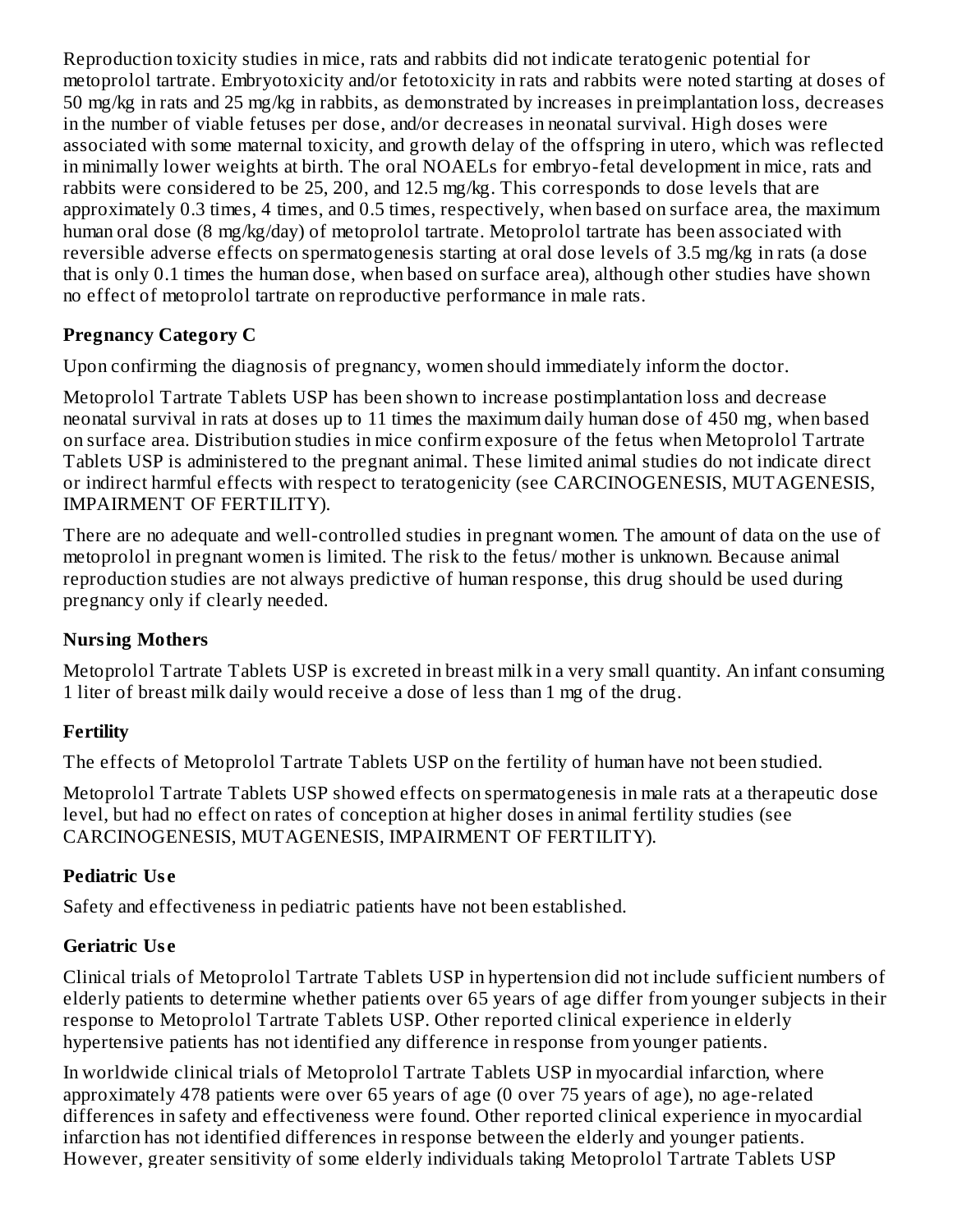Reproduction toxicity studies in mice, rats and rabbits did not indicate teratogenic potential for metoprolol tartrate. Embryotoxicity and/or fetotoxicity in rats and rabbits were noted starting at doses of 50 mg/kg in rats and 25 mg/kg in rabbits, as demonstrated by increases in preimplantation loss, decreases in the number of viable fetuses per dose, and/or decreases in neonatal survival. High doses were associated with some maternal toxicity, and growth delay of the offspring in utero, which was reflected in minimally lower weights at birth. The oral NOAELs for embryo-fetal development in mice, rats and rabbits were considered to be 25, 200, and 12.5 mg/kg. This corresponds to dose levels that are approximately 0.3 times, 4 times, and 0.5 times, respectively, when based on surface area, the maximum human oral dose (8 mg/kg/day) of metoprolol tartrate. Metoprolol tartrate has been associated with reversible adverse effects on spermatogenesis starting at oral dose levels of 3.5 mg/kg in rats (a dose that is only 0.1 times the human dose, when based on surface area), although other studies have shown no effect of metoprolol tartrate on reproductive performance in male rats.

**Pregnancy Category C**

Upon confirming the diagnosis of pregnancy, women should immediately inform the doctor.

Metoprolol Tartrate Tablets USP has been shown to increase postimplantation loss and decrease neonatal survival in rats at doses up to 11 times the maximum daily human dose of 450 mg, when based on surface area. Distribution studies in mice confirm exposure of the fetus when Metoprolol Tartrate Tablets USP is administered to the pregnant animal. These limited animal studies do not indicate direct or indirect harmful effects with respect to teratogenicity (see CARCINOGENESIS, MUTAGENESIS, IMPAIRMENT OF FERTILITY).

There are no adequate and well-controlled studies in pregnant women. The amount of data on the use of metoprolol in pregnant women is limited. The risk to the fetus/ mother is unknown. Because animal reproduction studies are not always predictive of human response, this drug should be used during pregnancy only if clearly needed.

**Nursing Mothers**

Metoprolol Tartrate Tablets USP is excreted in breast milk in a very small quantity. An infant consuming 1 liter of breast milk daily would receive a dose of less than 1 mg of the drug.

**Fertility**

The effects of Metoprolol Tartrate Tablets USP on the fertility of human have not been studied.

Metoprolol Tartrate Tablets USP showed effects on spermatogenesis in male rats at a therapeutic dose level, but had no effect on rates of conception at higher doses in animal fertility studies (see CARCINOGENESIS, MUTAGENESIS, IMPAIRMENT OF FERTILITY).

**Pediatric Use**

Safety and effectiveness in pediatric patients have not been established.

**Geriatric Use**

Clinical trials of Metoprolol Tartrate Tablets USP in hypertension did not include sufficient numbers of elderly patients to determine whether patients over 65 years of age differ from younger subjects in their response to Metoprolol Tartrate Tablets USP. Other reported clinical experience in elderly hypertensive patients has not identified any difference in response from younger patients.

In worldwide clinical trials of Metoprolol Tartrate Tablets USP in myocardial infarction, where approximately 478 patients were over 65 years of age (0 over 75 years of age), no age-related differences in safety and effectiveness were found. Other reported clinical experience in myocardial infarction has not identified differences in response between the elderly and younger patients. However, greater sensitivity of some elderly individuals taking Metoprolol Tartrate Tablets USP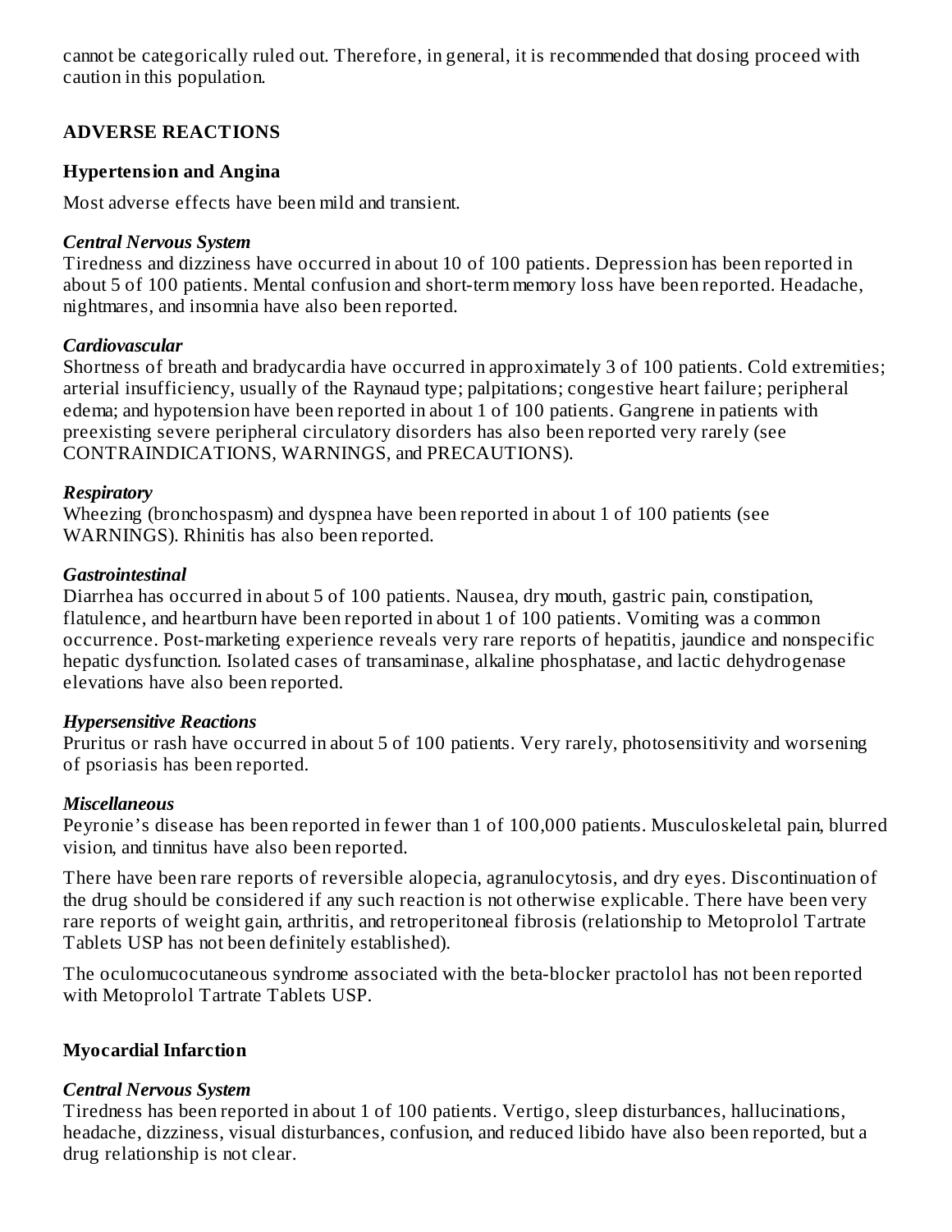cannot be categorically ruled out. Therefore, in general, it is recommended that dosing proceed with caution in this population.

## ADVERSE REACTIONS

### Hypertension and Angina

Most adverse effects have been mild and transient.

***Central Nervous System***
Tiredness and dizziness have occurred in about 10 of 100 patients. Depression has been reported in about 5 of 100 patients. Mental confusion and short-term memory loss have been reported. Headache, nightmares, and insomnia have also been reported.

***Cardiovascular***
Shortness of breath and bradycardia have occurred in approximately 3 of 100 patients. Cold extremities; arterial insufficiency, usually of the Raynaud type; palpitations; congestive heart failure; peripheral edema; and hypotension have been reported in about 1 of 100 patients. Gangrene in patients with preexisting severe peripheral circulatory disorders has also been reported very rarely (see CONTRAINDICATIONS, WARNINGS, and PRECAUTIONS).

***Respiratory***
Wheezing (bronchospasm) and dyspnea have been reported in about 1 of 100 patients (see WARNINGS). Rhinitis has also been reported.

***Gastrointestinal***
Diarrhea has occurred in about 5 of 100 patients. Nausea, dry mouth, gastric pain, constipation, flatulence, and heartburn have been reported in about 1 of 100 patients. Vomiting was a common occurrence. Post-marketing experience reveals very rare reports of hepatitis, jaundice and nonspecific hepatic dysfunction. Isolated cases of transaminase, alkaline phosphatase, and lactic dehydrogenase elevations have also been reported.

***Hypersensitive Reactions***
Pruritus or rash have occurred in about 5 of 100 patients. Very rarely, photosensitivity and worsening of psoriasis has been reported.

***Miscellaneous***
Peyronie's disease has been reported in fewer than 1 of 100,000 patients. Musculoskeletal pain, blurred vision, and tinnitus have also been reported.

There have been rare reports of reversible alopecia, agranulocytosis, and dry eyes. Discontinuation of the drug should be considered if any such reaction is not otherwise explicable. There have been very rare reports of weight gain, arthritis, and retroperitoneal fibrosis (relationship to Metoprolol Tartrate Tablets USP has not been definitely established).

The oculomucocutaneous syndrome associated with the beta-blocker practolol has not been reported with Metoprolol Tartrate Tablets USP.

### Myocardial Infarction

***Central Nervous System***
Tiredness has been reported in about 1 of 100 patients. Vertigo, sleep disturbances, hallucinations, headache, dizziness, visual disturbances, confusion, and reduced libido have also been reported, but a drug relationship is not clear.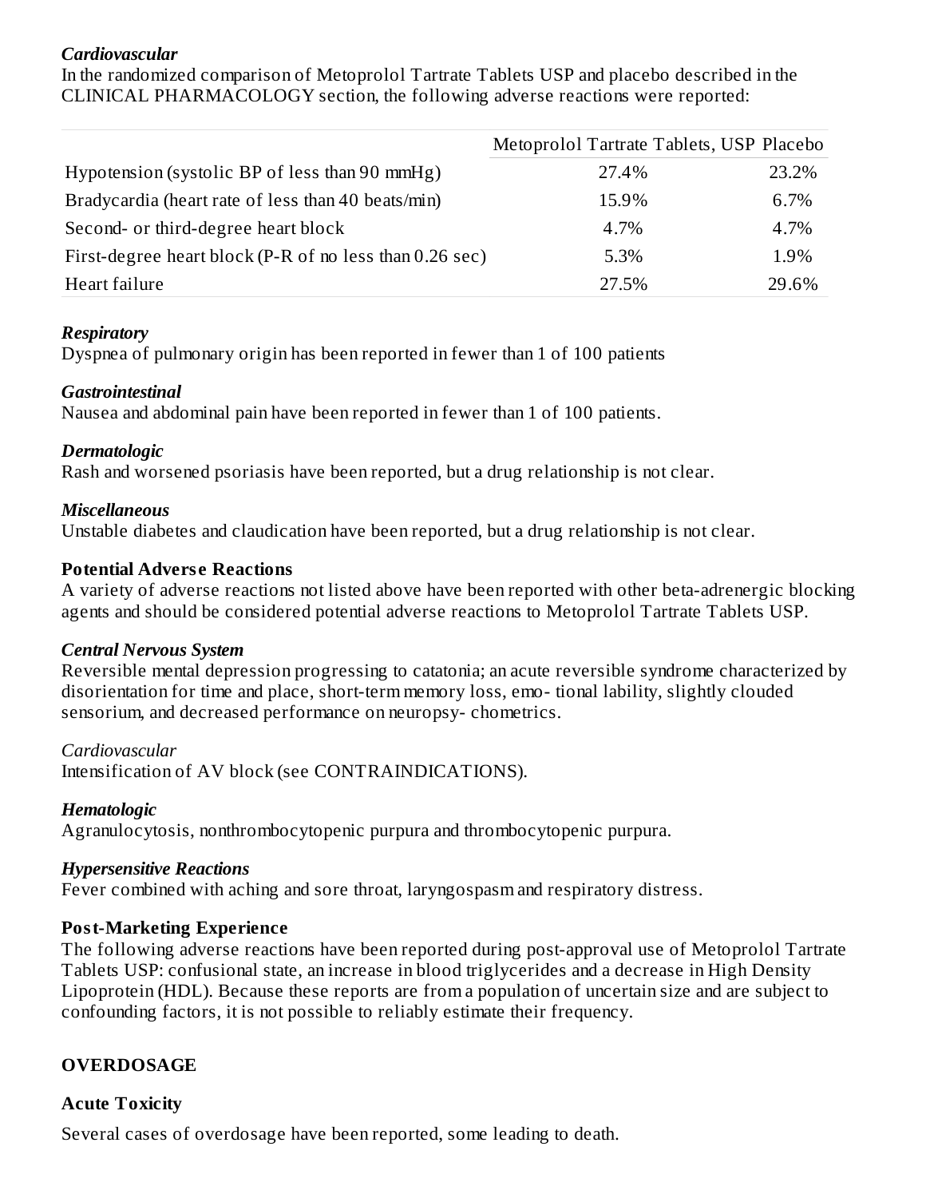*Cardiovascular*

In the randomized comparison of Metoprolol Tartrate Tablets USP and placebo described in the CLINICAL PHARMACOLOGY section, the following adverse reactions were reported:

| | Metoprolol Tartrate Tablets, USP | Placebo |
|---|---|---|
| Hypotension (systolic BP of less than 90 mmHg) | 27.4% | 23.2% |
| Bradycardia (heart rate of less than 40 beats/min) | 15.9% | 6.7% |
| Second- or third-degree heart block | 4.7% | 4.7% |
| First-degree heart block (P-R of no less than 0.26 sec) | 5.3% | 1.9% |
| Heart failure | 27.5% | 29.6% |

*Respiratory*

Dyspnea of pulmonary origin has been reported in fewer than 1 of 100 patients

*Gastrointestinal*

Nausea and abdominal pain have been reported in fewer than 1 of 100 patients.

*Dermatologic*

Rash and worsened psoriasis have been reported, but a drug relationship is not clear.

*Miscellaneous*

Unstable diabetes and claudication have been reported, but a drug relationship is not clear.

**Potential Adverse Reactions**

A variety of adverse reactions not listed above have been reported with other beta-adrenergic blocking agents and should be considered potential adverse reactions to Metoprolol Tartrate Tablets USP.

*Central Nervous System*

Reversible mental depression progressing to catatonia; an acute reversible syndrome characterized by disorientation for time and place, short-term memory loss, emo- tional lability, slightly clouded sensorium, and decreased performance on neuropsy- chometrics.

*Cardiovascular*

Intensification of AV block (see CONTRAINDICATIONS).

*Hematologic*

Agranulocytosis, nonthrombocytopenic purpura and thrombocytopenic purpura.

*Hypersensitive Reactions*

Fever combined with aching and sore throat, laryngospasm and respiratory distress.

**Post-Marketing Experience**

The following adverse reactions have been reported during post-approval use of Metoprolol Tartrate Tablets USP: confusional state, an increase in blood triglycerides and a decrease in High Density Lipoprotein (HDL). Because these reports are from a population of uncertain size and are subject to confounding factors, it is not possible to reliably estimate their frequency.

## OVERDOSAGE

**Acute Toxicity**

Several cases of overdosage have been reported, some leading to death.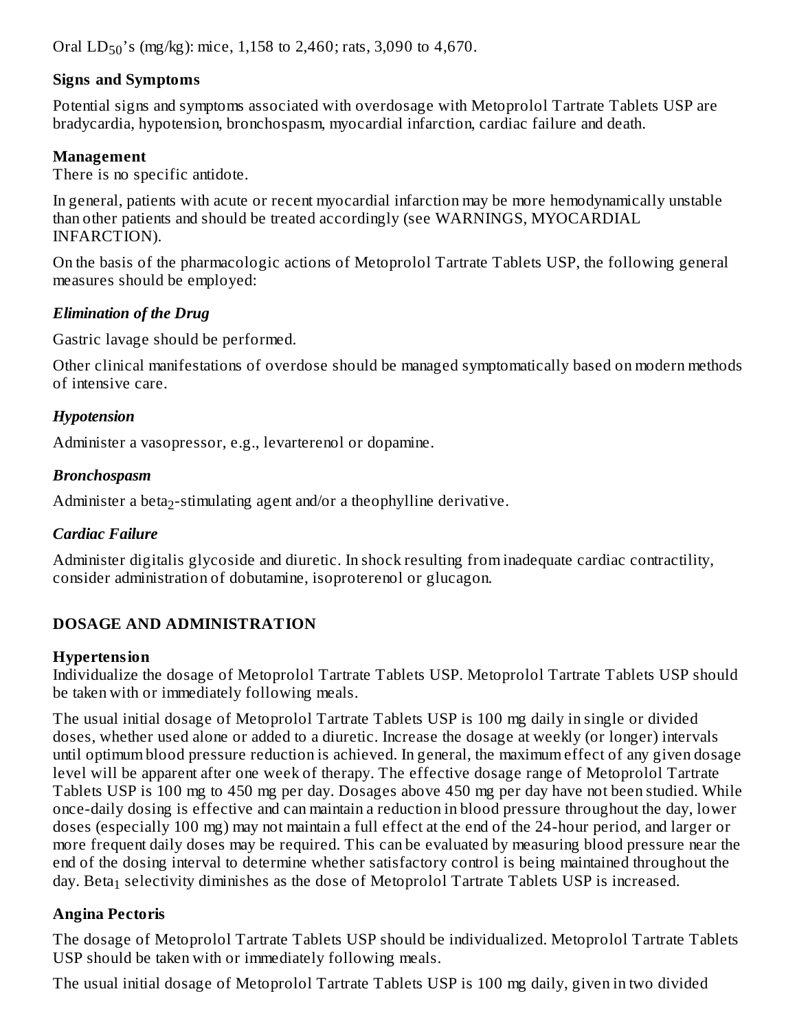Oral $LD_{50}$'s (mg/kg): mice, 1,158 to 2,460; rats, 3,090 to 4,670.

**Signs and Symptoms**

Potential signs and symptoms associated with overdosage with Metoprolol Tartrate Tablets USP are bradycardia, hypotension, bronchospasm, myocardial infarction, cardiac failure and death.

**Management**

There is no specific antidote.

In general, patients with acute or recent myocardial infarction may be more hemodynamically unstable than other patients and should be treated accordingly (see WARNINGS, MYOCARDIAL INFARCTION).

On the basis of the pharmacologic actions of Metoprolol Tartrate Tablets USP, the following general measures should be employed:

***Elimination of the Drug***

Gastric lavage should be performed.

Other clinical manifestations of overdose should be managed symptomatically based on modern methods of intensive care.

***Hypotension***

Administer a vasopressor, e.g., levarterenol or dopamine.

***Bronchospasm***

Administer a $beta_2$-stimulating agent and/or a theophylline derivative.

***Cardiac Failure***

Administer digitalis glycoside and diuretic. In shock resulting from inadequate cardiac contractility, consider administration of dobutamine, isoproterenol or glucagon.

## DOSAGE AND ADMINISTRATION

**Hypertension**

Individualize the dosage of Metoprolol Tartrate Tablets USP. Metoprolol Tartrate Tablets USP should be taken with or immediately following meals.

The usual initial dosage of Metoprolol Tartrate Tablets USP is 100 mg daily in single or divided doses, whether used alone or added to a diuretic. Increase the dosage at weekly (or longer) intervals until optimum blood pressure reduction is achieved. In general, the maximum effect of any given dosage level will be apparent after one week of therapy. The effective dosage range of Metoprolol Tartrate Tablets USP is 100 mg to 450 mg per day. Dosages above 450 mg per day have not been studied. While once-daily dosing is effective and can maintain a reduction in blood pressure throughout the day, lower doses (especially 100 mg) may not maintain a full effect at the end of the 24-hour period, and larger or more frequent daily doses may be required. This can be evaluated by measuring blood pressure near the end of the dosing interval to determine whether satisfactory control is being maintained throughout the day. $Beta_1$ selectivity diminishes as the dose of Metoprolol Tartrate Tablets USP is increased.

**Angina Pectoris**

The dosage of Metoprolol Tartrate Tablets USP should be individualized. Metoprolol Tartrate Tablets USP should be taken with or immediately following meals.

The usual initial dosage of Metoprolol Tartrate Tablets USP is 100 mg daily, given in two divided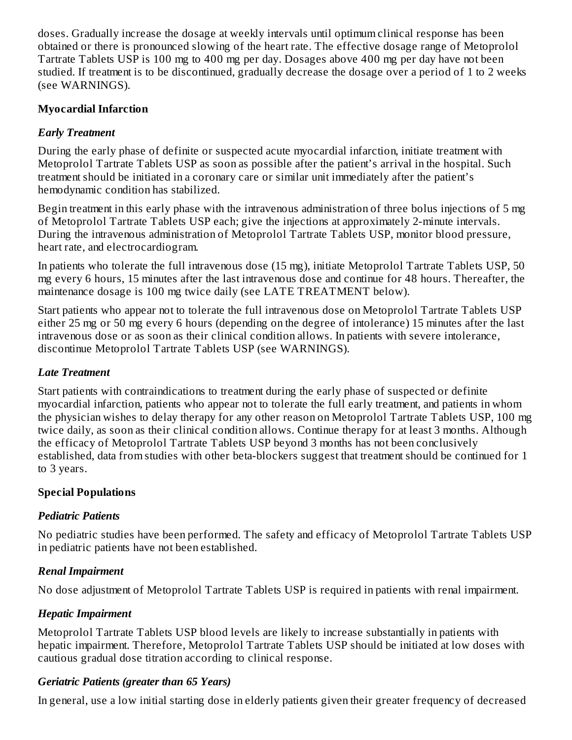doses. Gradually increase the dosage at weekly intervals until optimum clinical response has been obtained or there is pronounced slowing of the heart rate. The effective dosage range of Metoprolol Tartrate Tablets USP is 100 mg to 400 mg per day. Dosages above 400 mg per day have not been studied. If treatment is to be discontinued, gradually decrease the dosage over a period of 1 to 2 weeks (see WARNINGS).

**Myocardial Infarction**

***Early Treatment***

During the early phase of definite or suspected acute myocardial infarction, initiate treatment with Metoprolol Tartrate Tablets USP as soon as possible after the patient's arrival in the hospital. Such treatment should be initiated in a coronary care or similar unit immediately after the patient's hemodynamic condition has stabilized.

Begin treatment in this early phase with the intravenous administration of three bolus injections of 5 mg of Metoprolol Tartrate Tablets USP each; give the injections at approximately 2-minute intervals. During the intravenous administration of Metoprolol Tartrate Tablets USP, monitor blood pressure, heart rate, and electrocardiogram.

In patients who tolerate the full intravenous dose (15 mg), initiate Metoprolol Tartrate Tablets USP, 50 mg every 6 hours, 15 minutes after the last intravenous dose and continue for 48 hours. Thereafter, the maintenance dosage is 100 mg twice daily (see LATE TREATMENT below).

Start patients who appear not to tolerate the full intravenous dose on Metoprolol Tartrate Tablets USP either 25 mg or 50 mg every 6 hours (depending on the degree of intolerance) 15 minutes after the last intravenous dose or as soon as their clinical condition allows. In patients with severe intolerance, discontinue Metoprolol Tartrate Tablets USP (see WARNINGS).

***Late Treatment***

Start patients with contraindications to treatment during the early phase of suspected or definite myocardial infarction, patients who appear not to tolerate the full early treatment, and patients in whom the physician wishes to delay therapy for any other reason on Metoprolol Tartrate Tablets USP, 100 mg twice daily, as soon as their clinical condition allows. Continue therapy for at least 3 months. Although the efficacy of Metoprolol Tartrate Tablets USP beyond 3 months has not been conclusively established, data from studies with other beta-blockers suggest that treatment should be continued for 1 to 3 years.

**Special Populations**

***Pediatric Patients***

No pediatric studies have been performed. The safety and efficacy of Metoprolol Tartrate Tablets USP in pediatric patients have not been established.

***Renal Impairment***

No dose adjustment of Metoprolol Tartrate Tablets USP is required in patients with renal impairment.

***Hepatic Impairment***

Metoprolol Tartrate Tablets USP blood levels are likely to increase substantially in patients with hepatic impairment. Therefore, Metoprolol Tartrate Tablets USP should be initiated at low doses with cautious gradual dose titration according to clinical response.

***Geriatric Patients (greater than 65 Years)***

In general, use a low initial starting dose in elderly patients given their greater frequency of decreased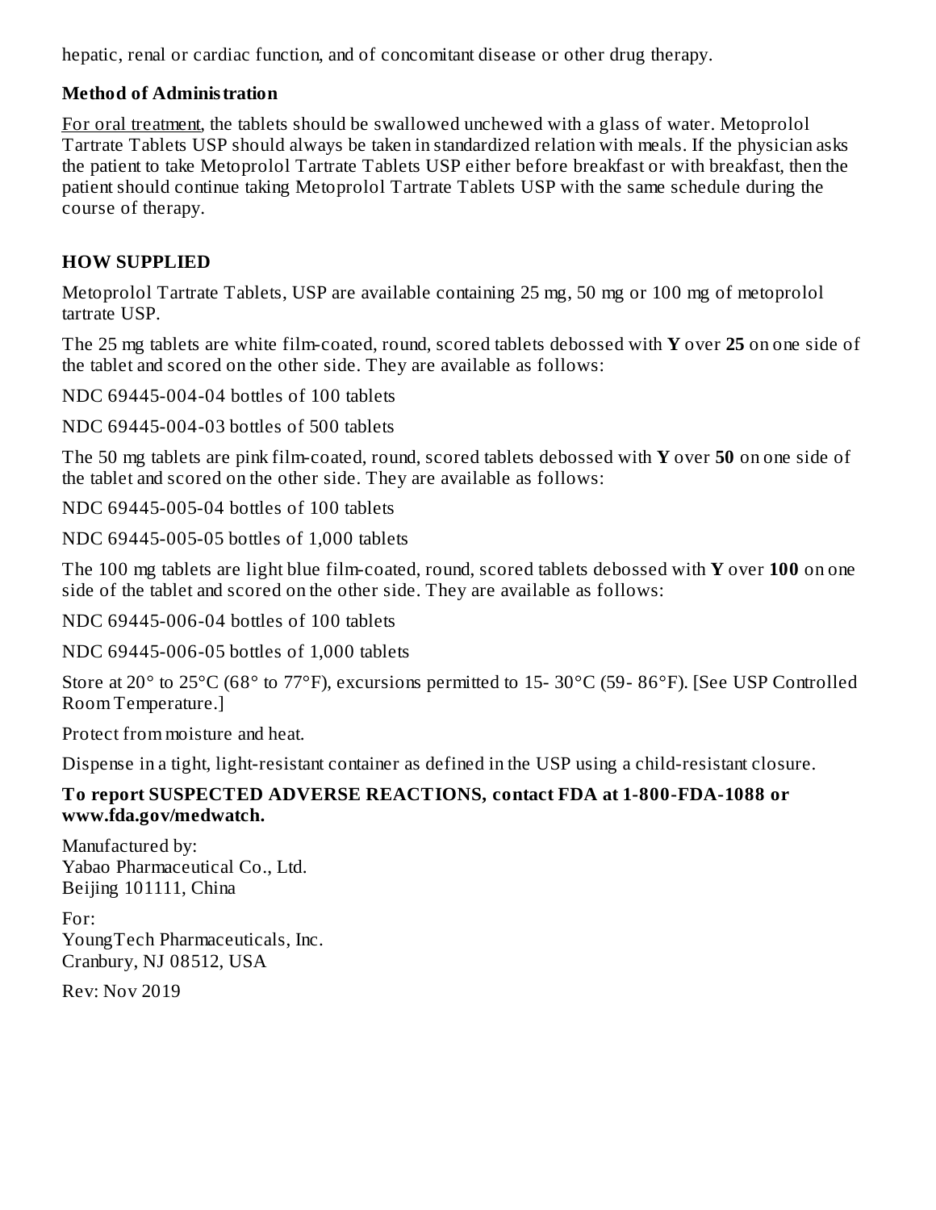hepatic, renal or cardiac function, and of concomitant disease or other drug therapy.

**Method of Administration**

For oral treatment, the tablets should be swallowed unchewed with a glass of water. Metoprolol Tartrate Tablets USP should always be taken in standardized relation with meals. If the physician asks the patient to take Metoprolol Tartrate Tablets USP either before breakfast or with breakfast, then the patient should continue taking Metoprolol Tartrate Tablets USP with the same schedule during the course of therapy.

## HOW SUPPLIED

Metoprolol Tartrate Tablets, USP are available containing 25 mg, 50 mg or 100 mg of metoprolol tartrate USP.

The 25 mg tablets are white film-coated, round, scored tablets debossed with **Y** over **25** on one side of the tablet and scored on the other side. They are available as follows:

NDC 69445-004-04 bottles of 100 tablets

NDC 69445-004-03 bottles of 500 tablets

The 50 mg tablets are pink film-coated, round, scored tablets debossed with **Y** over **50** on one side of the tablet and scored on the other side. They are available as follows:

NDC 69445-005-04 bottles of 100 tablets

NDC 69445-005-05 bottles of 1,000 tablets

The 100 mg tablets are light blue film-coated, round, scored tablets debossed with **Y** over **100** on one side of the tablet and scored on the other side. They are available as follows:

NDC 69445-006-04 bottles of 100 tablets

NDC 69445-006-05 bottles of 1,000 tablets

Store at 20° to 25°C (68° to 77°F), excursions permitted to 15- 30°C (59- 86°F). [See USP Controlled Room Temperature.]

Protect from moisture and heat.

Dispense in a tight, light-resistant container as defined in the USP using a child-resistant closure.

**To report SUSPECTED ADVERSE REACTIONS, contact FDA at 1-800-FDA-1088 or www.fda.gov/medwatch.**

Manufactured by:
Yabao Pharmaceutical Co., Ltd.
Beijing 101111, China

For:
YoungTech Pharmaceuticals, Inc.
Cranbury, NJ 08512, USA

Rev: Nov 2019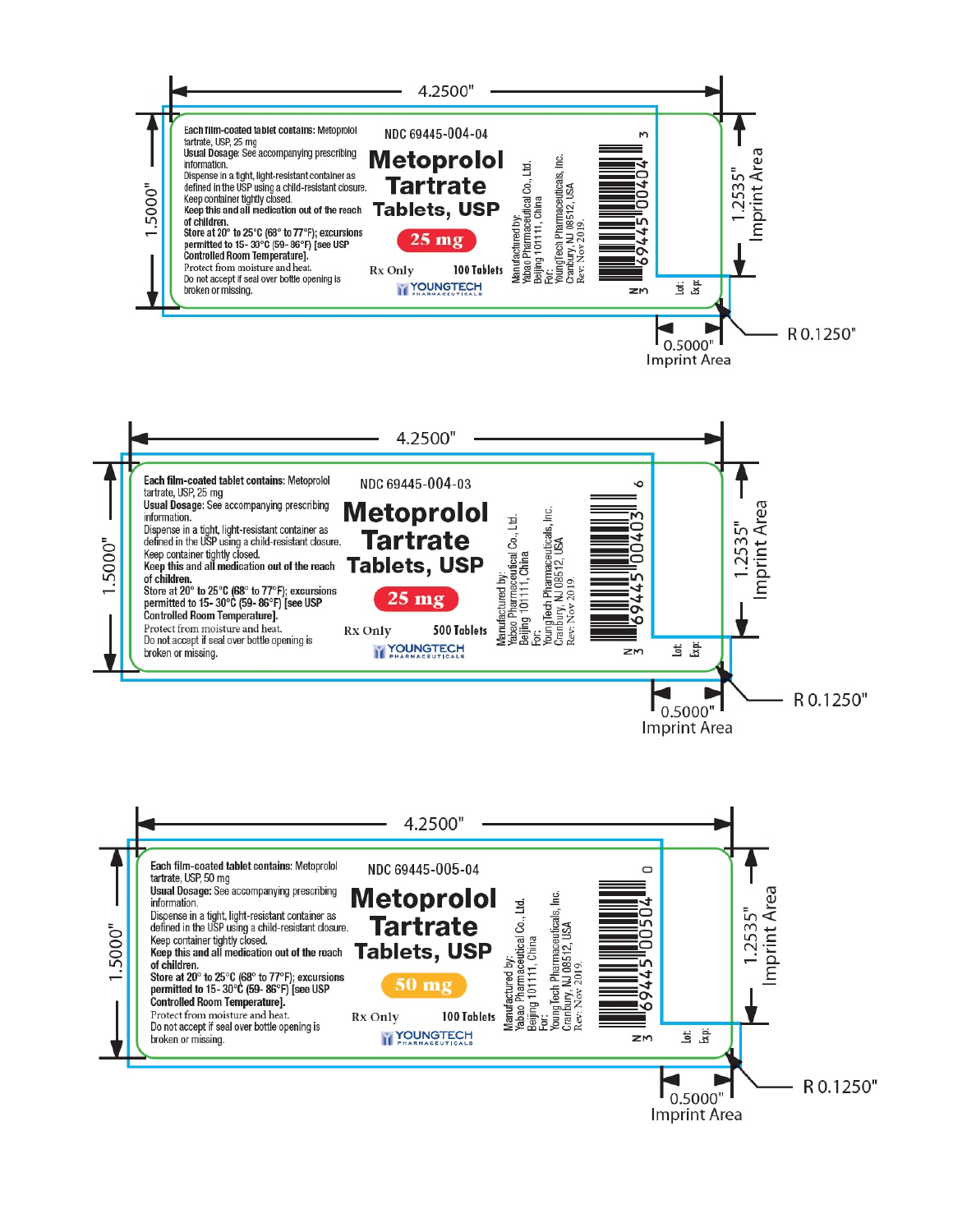4.2500"

1.5000"

Each film-coated tablet contains: Metoprolol tartrate, USP, 25 mg
Usual Dosage: See accompanying prescribing information.
Dispense in a tight, light-resistant container as defined in the USP using a child-resistant closure.
Keep container tightly closed.
**Keep this and all medication out of the reach of children.**
Store at 20° to 25°C (68° to 77°F); excursions permitted to 15- 30°C (59- 86°F) [see USP Controlled Room Temperature].
Protect from moisture and heat.
Do not accept if seal over bottle opening is broken or missing.

NDC 69445-004-04

**Metoprolol Tartrate Tablets, USP**

**25 mg**

Rx Only 100 Tablets

YOUNGTECH PHARMACEUTICALS

Manufactured by:
Yabao Pharmaceutical Co., Ltd.
Beijing 101111, China
For:
YoungTech Pharmaceuticals, Inc.
Cranbury, NJ 08512, USA
Rev: Nov 2019.

N 3 69445 00404 3

Lot:
Exp:

1.2535" Imprint Area

0.5000" Imprint Area

R 0.1250"

---

4.2500"

1.5000"

Each film-coated tablet contains: Metoprolol tartrate, USP, 25 mg
Usual Dosage: See accompanying prescribing information.
Dispense in a tight, light-resistant container as defined in the USP using a child-resistant closure.
Keep container tightly closed.
**Keep this and all medication out of the reach of children.**
Store at 20° to 25°C (68° to 77°F); excursions permitted to 15- 30°C (59- 86°F) [see USP Controlled Room Temperature].
Protect from moisture and heat.
Do not accept if seal over bottle opening is broken or missing.

NDC 69445-004-03

**Metoprolol Tartrate Tablets, USP**

**25 mg**

Rx Only 500 Tablets

YOUNGTECH PHARMACEUTICALS

Manufactured by:
Yabao Pharmaceutical Co., Ltd.
Beijing 101111, China
For:
YoungTech Pharmaceuticals, Inc.
Cranbury, NJ 08512, USA
Rev: Nov 2019.

N 3 69445 00403 6

Lot:
Exp:

1.2535" Imprint Area

0.5000" Imprint Area

R 0.1250"

---

4.2500"

1.5000"

Each film-coated tablet contains: Metoprolol tartrate, USP, 50 mg
Usual Dosage: See accompanying prescribing information.
Dispense in a tight, light-resistant container as defined in the USP using a child-resistant closure.
Keep container tightly closed.
**Keep this and all medication out of the reach of children.**
Store at 20° to 25°C (68° to 77°F); excursions permitted to 15- 30°C (59- 86°F) [see USP Controlled Room Temperature].
Protect from moisture and heat.
Do not accept if seal over bottle opening is broken or missing.

NDC 69445-005-04

**Metoprolol Tartrate Tablets, USP**

**50 mg**

Rx Only 100 Tablets

YOUNGTECH PHARMACEUTICALS

Manufactured by:
Yabao Pharmaceutical Co., Ltd.
Beijing 101111, China
For:
Young Tech Pharmaceuticals, Inc.
Cranbury, NJ 08512, USA
Rev: Nov 2019.

N 3 69445 00504 0

Lot:
Exp:

1.2535" Imprint Area

0.5000" Imprint Area

R 0.1250"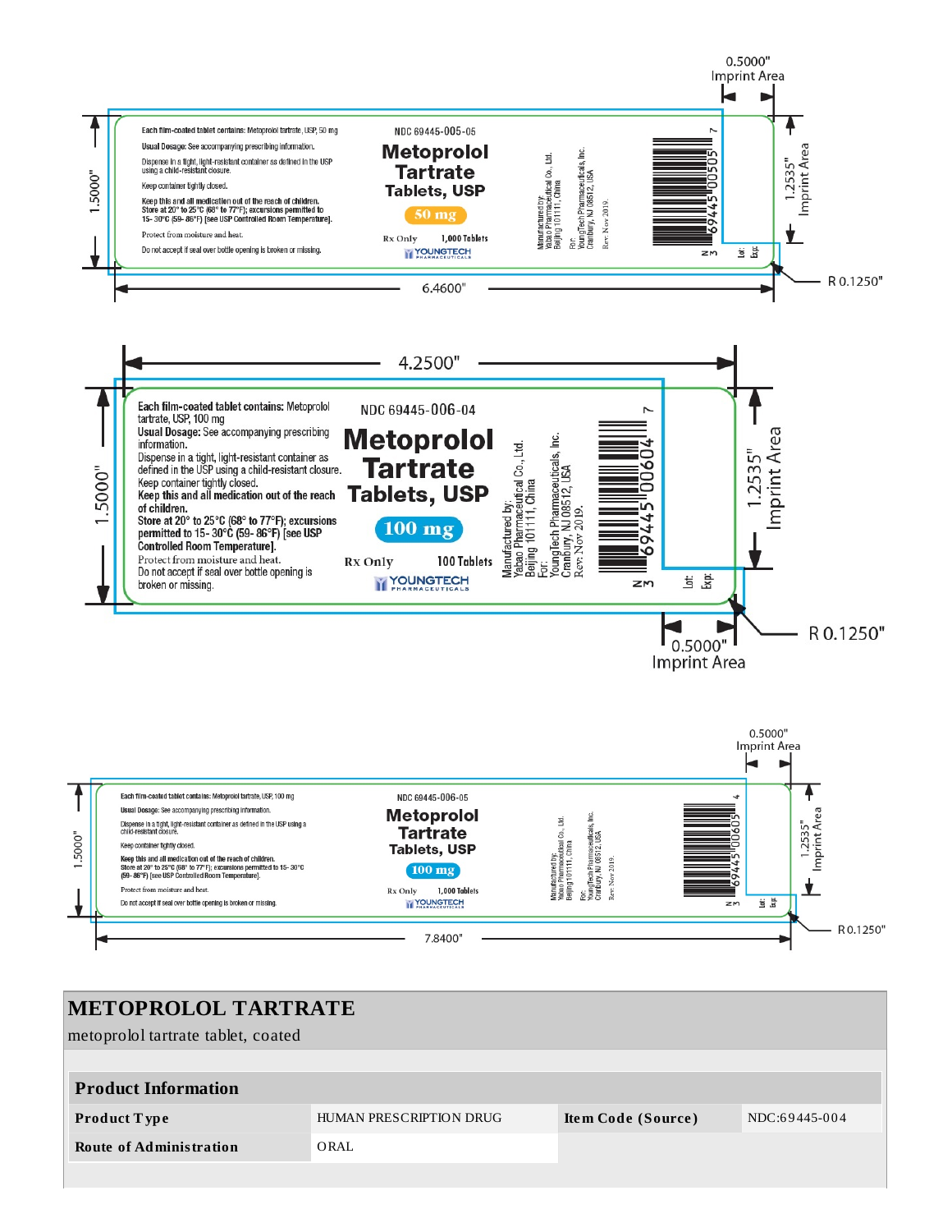0.5000" Imprint Area

1.5000"

Each film-coated tablet contains: Metoprolol tartrate, USP, 50 mg

Usual Dosage: See accompanying prescribing information.

Dispense in a tight, light-resistant container as defined in the USP using a child-resistant closure.

Keep container tightly closed.

Keep this and all medication out of the reach of children.
Store at 20° to 25°C (68° to 77°F); excursions permitted to 15- 30°C (59- 86°F) [see USP Controlled Room Temperature].

Protect from moisture and heat.

Do not accept if seal over bottle opening is broken or missing.

NDC 69445-005-05

**Metoprolol Tartrate Tablets, USP**

**50 mg**

Rx Only 1,000 Tablets

YOUNGTECH PHARMACEUTICALS

Manufactured by:
Yabao Pharmaceutical Co., Ltd.
Beijing 101111, China
For:
YoungTech Pharmaceuticals, Inc.
Cranbury, NJ 08512, USA
Rev: Nov 2019.

N 3 69445 00505 7

Lot:
Exp:

1.2535" Imprint Area

6.4600"

R 0.1250"

---

4.2500"

1.5000"

**Each film-coated tablet contains:** Metoprolol tartrate, USP, 100 mg

**Usual Dosage:** See accompanying prescribing information.

Dispense in a tight, light-resistant container as defined in the USP using a child-resistant closure.

Keep container tightly closed.

**Keep this and all medication out of the reach of children.**

**Store at 20° to 25°C (68° to 77°F); excursions permitted to 15- 30°C (59- 86°F) [see USP Controlled Room Temperature].**

Protect from moisture and heat.

Do not accept if seal over bottle opening is broken or missing.

NDC 69445-006-04

**Metoprolol Tartrate Tablets, USP**

**100 mg**

Rx Only 100 Tablets

YOUNGTECH PHARMACEUTICALS

Manufactured by:
Yabao Pharmaceutical Co., Ltd.
Beijing 101111, China
For:
YoungTech Pharmaceuticals, Inc.
Cranbury, NJ 08512, USA
Rev: Nov 2019.

N 3 69445 00604 7

Lot:
Exp:

1.2535" Imprint Area

R 0.1250"

0.5000" Imprint Area

---

0.5000" Imprint Area

1.5000"

Each film-coated tablet contains: Metoprolol tartrate, USP, 100 mg

Usual Dosage: See accompanying prescribing information.

Dispense in a tight, light-resistant container as defined in the USP using a child-resistant closure.

Keep container tightly closed.

**Keep this and all medication out of the reach of children.**
**Store at 20° to 25°C (68° to 77°F); excursions permitted to 15- 30°C (59- 86°F) [see USP Controlled Room Temperature].**

Protect from moisture and heat.

Do not accept if seal over bottle opening is broken or missing.

NDC 69445-006-05

**Metoprolol Tartrate Tablets, USP**

**100 mg**

Rx Only 1,000 Tablets

YOUNGTECH PHARMACEUTICALS

Manufactured by:
Yabao Pharmaceutical Co., Ltd.
Beijing 101111, China
For:
YoungTech Pharmaceuticals, Inc.
Cranbury, NJ 08512, USA
Rev: Nov 2019.

N 3 69445 00605 4

Lot:
Exp:

1.2535" Imprint Area

7.8400"

R 0.1250"

---

## METOPROLOL TARTRATE

metoprolol tartrate tablet, coated

| Product Information | | | |
|---|---|---|---|
| **Product Type** | HUMAN PRESCRIPTION DRUG | **Item Code (Source)** | NDC:69445-004 |
| **Route of Administration** | ORAL | | |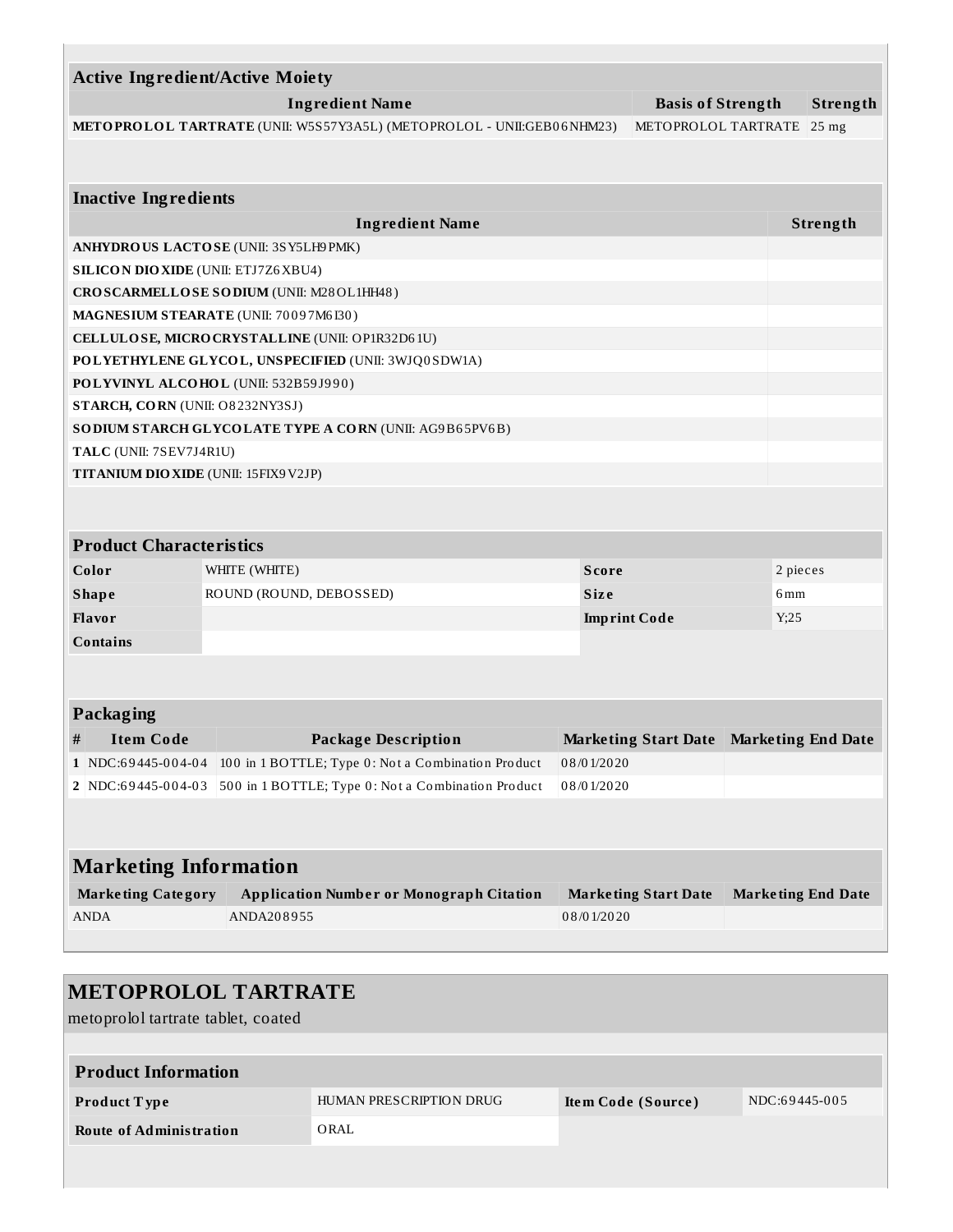| Active Ingredient/Active Moiety | | |
|---|---|---|
| **Ingredient Name** | **Basis of Strength** | **Strength** |
| **METOPROLOL TARTRATE** (UNII: W5S57Y3A5L) (METOPROLOL - UNII:GEB06NHM23) | METOPROLOL TARTRATE | 25 mg |

| Inactive Ingredients | |
|---|---|
| **Ingredient Name** | **Strength** |
| **ANHYDROUS LACTOSE** (UNII: 3SY5LH9PMK) | |
| **SILICON DIOXIDE** (UNII: ETJ7Z6XBU4) | |
| **CROSCARMELLOSE SODIUM** (UNII: M28OL1HH48) | |
| **MAGNESIUM STEARATE** (UNII: 70097M6I30) | |
| **CELLULOSE, MICROCRYSTALLINE** (UNII: OP1R32D61U) | |
| **POLYETHYLENE GLYCOL, UNSPECIFIED** (UNII: 3WJQ0SDW1A) | |
| **POLYVINYL ALCOHOL** (UNII: 532B59J990) | |
| **STARCH, CORN** (UNII: O8232NY3SJ) | |
| **SODIUM STARCH GLYCOLATE TYPE A CORN** (UNII: AG9B65PV6B) | |
| **TALC** (UNII: 7SEV7J4R1U) | |
| **TITANIUM DIOXIDE** (UNII: 15FIX9V2JP) | |

| Product Characteristics | | | |
|---|---|---|---|
| **Color** | WHITE (WHITE) | **Score** | 2 pieces |
| **Shape** | ROUND (ROUND, DEBOSSED) | **Size** | 6mm |
| **Flavor** | | **Imprint Code** | Y;25 |
| **Contains** | | | |

| Packaging | | | | |
|---|---|---|---|---|
| **#** | **Item Code** | **Package Description** | **Marketing Start Date** | **Marketing End Date** |
| **1** | NDC:69445-004-04 | 100 in 1 BOTTLE; Type 0: Not a Combination Product | 08/01/2020 | |
| **2** | NDC:69445-004-03 | 500 in 1 BOTTLE; Type 0: Not a Combination Product | 08/01/2020 | |

| Marketing Information | | | |
|---|---|---|---|
| **Marketing Category** | **Application Number or Monograph Citation** | **Marketing Start Date** | **Marketing End Date** |
| ANDA | ANDA208955 | 08/01/2020 | |

## METOPROLOL TARTRATE

metoprolol tartrate tablet, coated

| Product Information | | | |
|---|---|---|---|
| **Product Type** | HUMAN PRESCRIPTION DRUG | **Item Code (Source)** | NDC:69445-005 |
| **Route of Administration** | ORAL | | |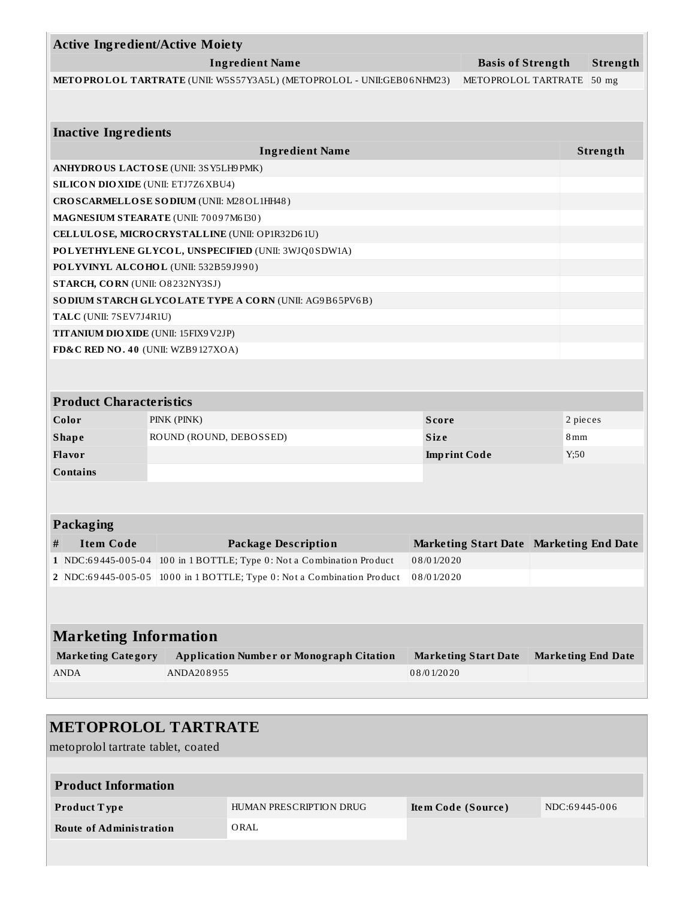| Active Ingredient/Active Moiety | | |
|---|---|---|
| **Ingredient Name** | **Basis of Strength** | **Strength** |
| **METOPROLOL TARTRATE** (UNII: W5S57Y3A5L) (METOPROLOL - UNII:GEB06NHM23) | METOPROLOL TARTRATE | 50 mg |

| Inactive Ingredients | |
|---|---|
| **Ingredient Name** | **Strength** |
| **ANHYDROUS LACTOSE** (UNII: 3SY5LH9PMK) | |
| **SILICON DIOXIDE** (UNII: ETJ7Z6XBU4) | |
| **CROSCARMELLOSE SODIUM** (UNII: M28OL1HH48) | |
| **MAGNESIUM STEARATE** (UNII: 70097M6I30) | |
| **CELLULOSE, MICROCRYSTALLINE** (UNII: OP1R32D61U) | |
| **POLYETHYLENE GLYCOL, UNSPECIFIED** (UNII: 3WJQ0SDW1A) | |
| **POLYVINYL ALCOHOL** (UNII: 532B59J990) | |
| **STARCH, CORN** (UNII: O8232NY3SJ) | |
| **SODIUM STARCH GLYCOLATE TYPE A CORN** (UNII: AG9B65PV6B) | |
| **TALC** (UNII: 7SEV7J4R1U) | |
| **TITANIUM DIOXIDE** (UNII: 15FIX9V2JP) | |
| **FD&C RED NO. 40** (UNII: WZB9127XOA) | |

| Product Characteristics | | | |
|---|---|---|---|
| **Color** | PINK (PINK) | **Score** | 2 pieces |
| **Shape** | ROUND (ROUND, DEBOSSED) | **Size** | 8mm |
| **Flavor** | | **Imprint Code** | Y;50 |
| **Contains** | | | |

| Packaging | | | | |
|---|---|---|---|---|
| **#** | **Item Code** | **Package Description** | **Marketing Start Date** | **Marketing End Date** |
| **1** | NDC:69445-005-04 | 100 in 1 BOTTLE; Type 0: Not a Combination Product | 08/01/2020 | |
| **2** | NDC:69445-005-05 | 1000 in 1 BOTTLE; Type 0: Not a Combination Product | 08/01/2020 | |

| Marketing Information | | | |
|---|---|---|---|
| **Marketing Category** | **Application Number or Monograph Citation** | **Marketing Start Date** | **Marketing End Date** |
| ANDA | ANDA208955 | 08/01/2020 | |

## METOPROLOL TARTRATE

metoprolol tartrate tablet, coated

| Product Information | | | |
|---|---|---|---|
| **Product Type** | HUMAN PRESCRIPTION DRUG | **Item Code (Source)** | NDC:69445-006 |
| **Route of Administration** | ORAL | | |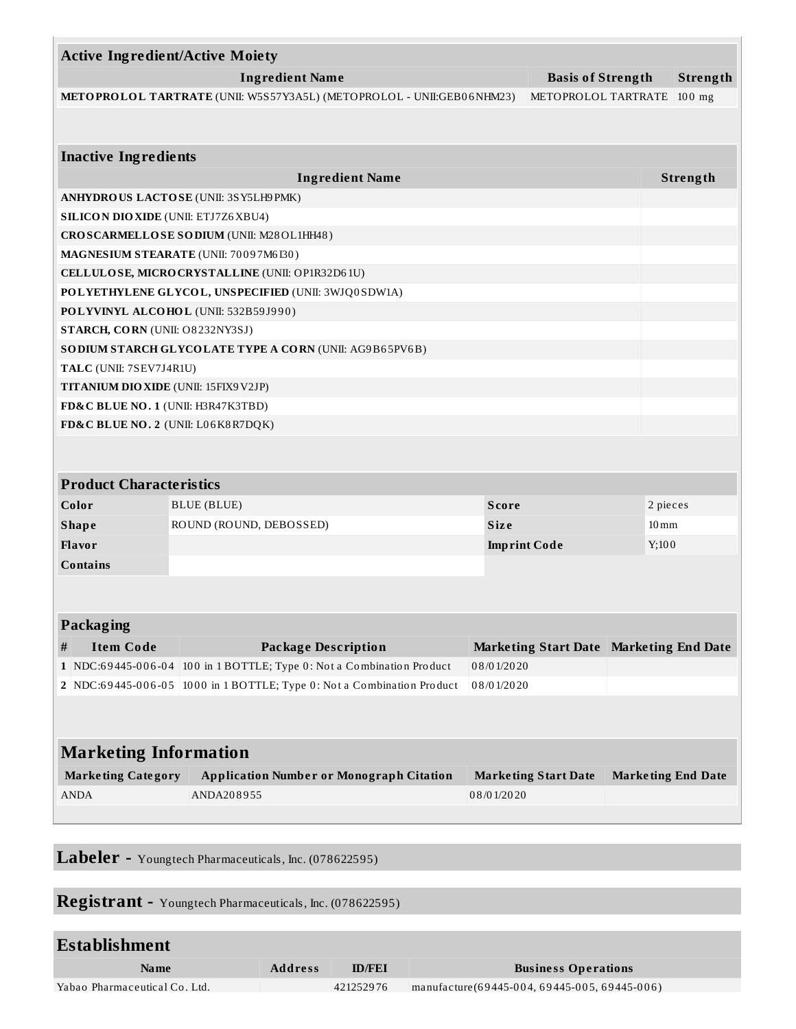| Active Ingredient/Active Moiety | | |
|---|---|---|
| **Ingredient Name** | **Basis of Strength** | **Strength** |
| **METOPROLOL TARTRATE** (UNII: W5S57Y3A5L) (METOPROLOL - UNII:GEB06NHM23) | METOPROLOL TARTRATE | 100 mg |

| Inactive Ingredients | |
|---|---|
| **Ingredient Name** | **Strength** |
| **ANHYDROUS LACTOSE** (UNII: 3SY5LH9PMK) | |
| **SILICON DIOXIDE** (UNII: ETJ7Z6XBU4) | |
| **CROSCARMELLOSE SODIUM** (UNII: M28OL1HH48) | |
| **MAGNESIUM STEARATE** (UNII: 70097M6I30) | |
| **CELLULOSE, MICROCRYSTALLINE** (UNII: OP1R32D61U) | |
| **POLYETHYLENE GLYCOL, UNSPECIFIED** (UNII: 3WJQ0SDW1A) | |
| **POLYVINYL ALCOHOL** (UNII: 532B59J990) | |
| **STARCH, CORN** (UNII: O8232NY3SJ) | |
| **SODIUM STARCH GLYCOLATE TYPE A CORN** (UNII: AG9B65PV6B) | |
| **TALC** (UNII: 7SEV7J4R1U) | |
| **TITANIUM DIOXIDE** (UNII: 15FIX9V2JP) | |
| **FD&C BLUE NO. 1** (UNII: H3R47K3TBD) | |
| **FD&C BLUE NO. 2** (UNII: L06K8R7DQK) | |

| Product Characteristics | | | |
|---|---|---|---|
| **Color** | BLUE (BLUE) | **Score** | 2 pieces |
| **Shape** | ROUND (ROUND, DEBOSSED) | **Size** | 10mm |
| **Flavor** | | **Imprint Code** | Y;100 |
| **Contains** | | | |

| Packaging | | | | |
|---|---|---|---|---|
| **#** | **Item Code** | **Package Description** | **Marketing Start Date** | **Marketing End Date** |
| 1 | NDC:69445-006-04 | 100 in 1 BOTTLE; Type 0: Not a Combination Product | 08/01/2020 | |
| 2 | NDC:69445-006-05 | 1000 in 1 BOTTLE; Type 0: Not a Combination Product | 08/01/2020 | |

| Marketing Information | | | |
|---|---|---|---|
| **Marketing Category** | **Application Number or Monograph Citation** | **Marketing Start Date** | **Marketing End Date** |
| ANDA | ANDA208955 | 08/01/2020 | |

## Labeler - Youngtech Pharmaceuticals, Inc. (078622595)

## Registrant - Youngtech Pharmaceuticals, Inc. (078622595)

| Establishment | | | |
|---|---|---|---|
| **Name** | **Address** | **ID/FEI** | **Business Operations** |
| Yabao Pharmaceutical Co. Ltd. | | 421252976 | manufacture(69445-004, 69445-005, 69445-006) |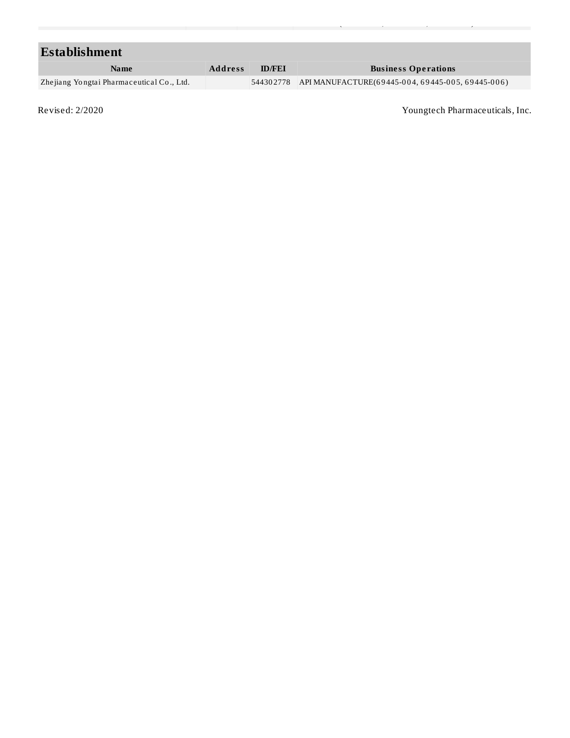## Establishment

| Name | Address | ID/FEI | Business Operations |
|---|---|---|---|
| Zhejiang Yongtai Pharmaceutical Co., Ltd. | | 544302778 | API MANUFACTURE(69445-004, 69445-005, 69445-006) |

Revised: 2/2020

Youngtech Pharmaceuticals, Inc.